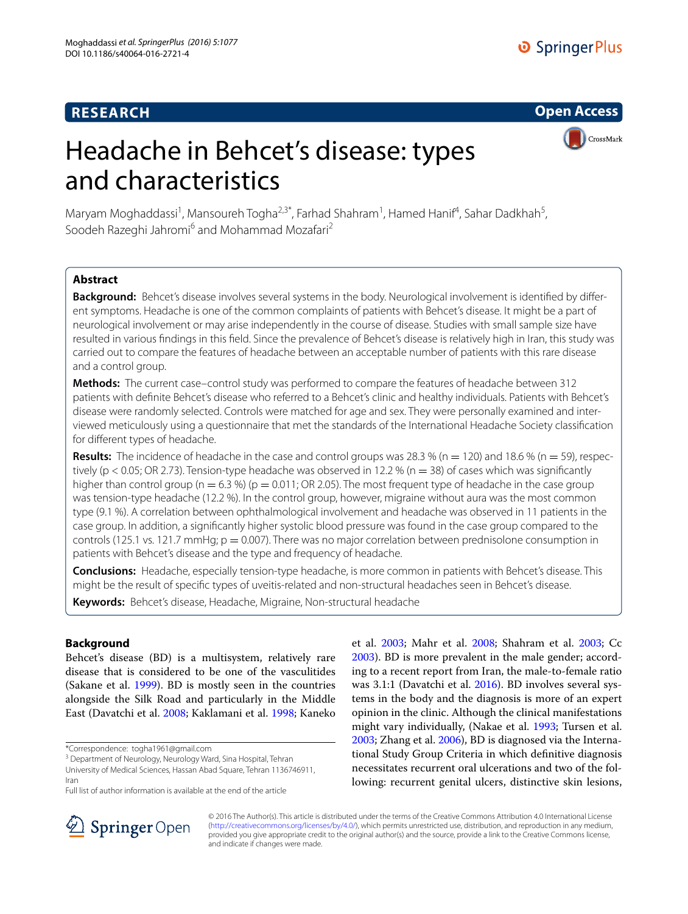**RESEARCH** **Open Access**

# Headache in Behcet's disease: types and characteristics

Maryam Moghaddassi[1], Mansoureh Togha[2,3*], Farhad Shahram[1], Hamed Hanif[4], Sahar Dadkhah[5], Soodeh Razeghi Jahromi[6] and Mohammad Mozafari[2]

## Abstract

**Background:** Behcet's disease involves several systems in the body. Neurological involvement is identified by different symptoms. Headache is one of the common complaints of patients with Behcet's disease. It might be a part of neurological involvement or may arise independently in the course of disease. Studies with small sample size have resulted in various findings in this field. Since the prevalence of Behcet's disease is relatively high in Iran, this study was carried out to compare the features of headache between an acceptable number of patients with this rare disease and a control group.

**Methods:** The current case–control study was performed to compare the features of headache between 312 patients with definite Behcet's disease who referred to a Behcet's clinic and healthy individuals. Patients with Behcet's disease were randomly selected. Controls were matched for age and sex. They were personally examined and interviewed meticulously using a questionnaire that met the standards of the International Headache Society classification for different types of headache.

**Results:** The incidence of headache in the case and control groups was 28.3 % (n = 120) and 18.6 % (n = 59), respectively ($p < 0.05$; OR 2.73). Tension-type headache was observed in 12.2 % (n = 38) of cases which was significantly higher than control group (n = 6.3 %) ($p = 0.011$; OR 2.05). The most frequent type of headache in the case group was tension-type headache (12.2 %). In the control group, however, migraine without aura was the most common type (9.1 %). A correlation between ophthalmological involvement and headache was observed in 11 patients in the case group. In addition, a significantly higher systolic blood pressure was found in the case group compared to the controls (125.1 vs. 121.7 mmHg; $p = 0.007$). There was no major correlation between prednisolone consumption in patients with Behcet's disease and the type and frequency of headache.

**Conclusions:** Headache, especially tension-type headache, is more common in patients with Behcet's disease. This might be the result of specific types of uveitis-related and non-structural headaches seen in Behcet's disease.

**Keywords:** Behcet's disease, Headache, Migraine, Non-structural headache

## Background

Behcet's disease (BD) is a multisystem, relatively rare disease that is considered to be one of the vasculitides (Sakane et al. 1999). BD is mostly seen in the countries alongside the Silk Road and particularly in the Middle East (Davatchi et al. 2008; Kaklamani et al. 1998; Kaneko et al. 2003; Mahr et al. 2008; Shahram et al. 2003; Cc 2003). BD is more prevalent in the male gender; according to a recent report from Iran, the male-to-female ratio was 3.1:1 (Davatchi et al. 2016). BD involves several systems in the body and the diagnosis is more of an expert opinion in the clinic. Although the clinical manifestations might vary individually, (Nakae et al. 1993; Tursen et al. 2003; Zhang et al. 2006), BD is diagnosed via the International Study Group Criteria in which definitive diagnosis necessitates recurrent oral ulcerations and two of the following: recurrent genital ulcers, distinctive skin lesions,

*Correspondence: togha1961@gmail.com
[3] Department of Neurology, Neurology Ward, Sina Hospital, Tehran University of Medical Sciences, Hassan Abad Square, Tehran 1136746911, Iran
Full list of author information is available at the end of the article

© 2016 The Author(s). This article is distributed under the terms of the Creative Commons Attribution 4.0 International License (http://creativecommons.org/licenses/by/4.0/), which permits unrestricted use, distribution, and reproduction in any medium, provided you give appropriate credit to the original author(s) and the source, provide a link to the Creative Commons license, and indicate if changes were made.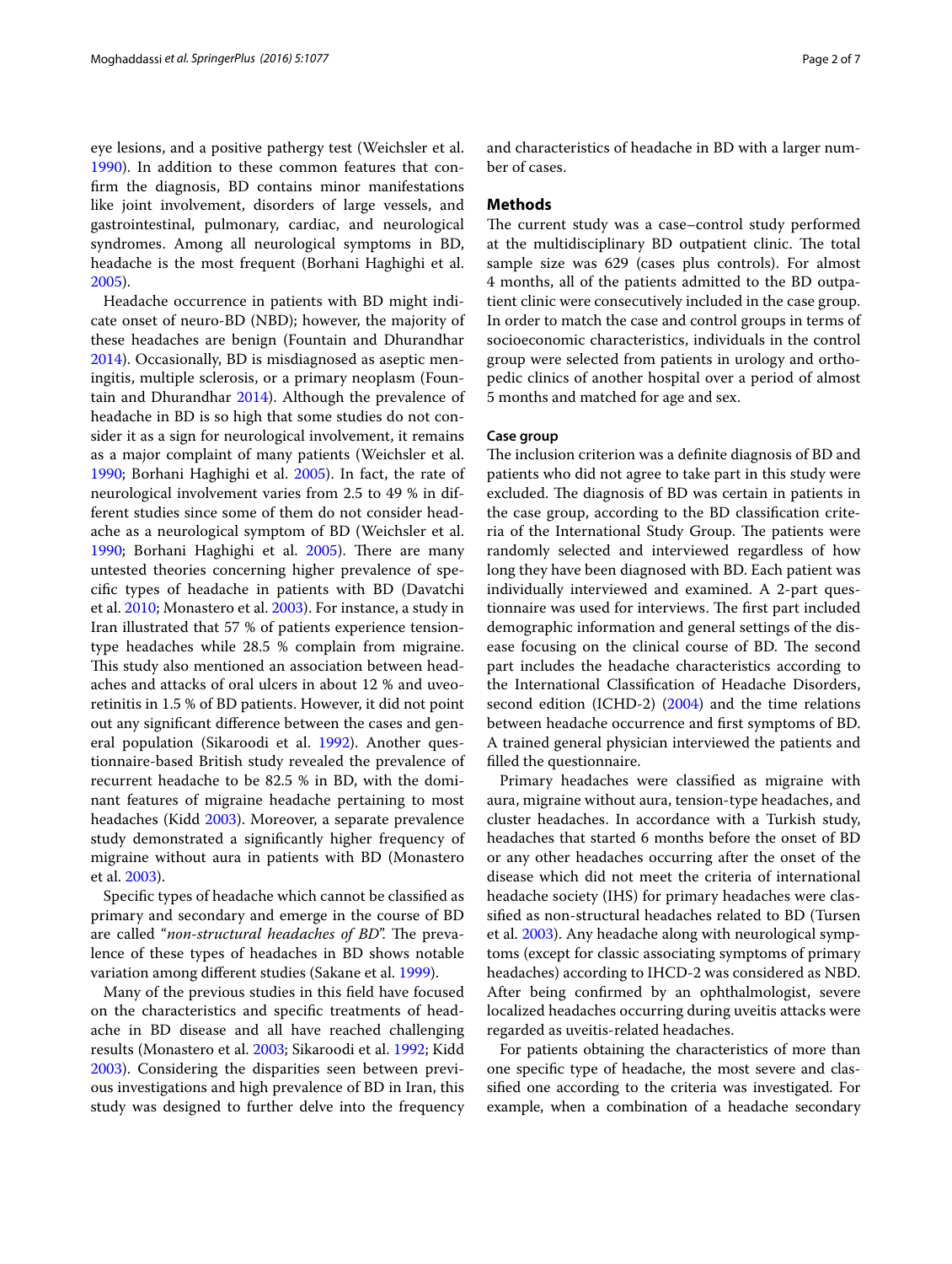eye lesions, and a positive pathergy test (Weichsler et al. 1990). In addition to these common features that confirm the diagnosis, BD contains minor manifestations like joint involvement, disorders of large vessels, and gastrointestinal, pulmonary, cardiac, and neurological syndromes. Among all neurological symptoms in BD, headache is the most frequent (Borhani Haghighi et al. 2005).

Headache occurrence in patients with BD might indicate onset of neuro-BD (NBD); however, the majority of these headaches are benign (Fountain and Dhurandhar 2014). Occasionally, BD is misdiagnosed as aseptic meningitis, multiple sclerosis, or a primary neoplasm (Fountain and Dhurandhar 2014). Although the prevalence of headache in BD is so high that some studies do not consider it as a sign for neurological involvement, it remains as a major complaint of many patients (Weichsler et al. 1990; Borhani Haghighi et al. 2005). In fact, the rate of neurological involvement varies from 2.5 to 49 % in different studies since some of them do not consider headache as a neurological symptom of BD (Weichsler et al. 1990; Borhani Haghighi et al. 2005). There are many untested theories concerning higher prevalence of specific types of headache in patients with BD (Davatchi et al. 2010; Monastero et al. 2003). For instance, a study in Iran illustrated that 57 % of patients experience tension-type headaches while 28.5 % complain from migraine. This study also mentioned an association between headaches and attacks of oral ulcers in about 12 % and uveoretinitis in 1.5 % of BD patients. However, it did not point out any significant difference between the cases and general population (Sikaroodi et al. 1992). Another questionnaire-based British study revealed the prevalence of recurrent headache to be 82.5 % in BD, with the dominant features of migraine headache pertaining to most headaches (Kidd 2003). Moreover, a separate prevalence study demonstrated a significantly higher frequency of migraine without aura in patients with BD (Monastero et al. 2003).

Specific types of headache which cannot be classified as primary and secondary and emerge in the course of BD are called "*non-structural headaches of BD*". The prevalence of these types of headaches in BD shows notable variation among different studies (Sakane et al. 1999).

Many of the previous studies in this field have focused on the characteristics and specific treatments of headache in BD disease and all have reached challenging results (Monastero et al. 2003; Sikaroodi et al. 1992; Kidd 2003). Considering the disparities seen between previous investigations and high prevalence of BD in Iran, this study was designed to further delve into the frequency and characteristics of headache in BD with a larger number of cases.

## Methods

The current study was a case–control study performed at the multidisciplinary BD outpatient clinic. The total sample size was 629 (cases plus controls). For almost 4 months, all of the patients admitted to the BD outpatient clinic were consecutively included in the case group. In order to match the case and control groups in terms of socioeconomic characteristics, individuals in the control group were selected from patients in urology and orthopedic clinics of another hospital over a period of almost 5 months and matched for age and sex.

### Case group

The inclusion criterion was a definite diagnosis of BD and patients who did not agree to take part in this study were excluded. The diagnosis of BD was certain in patients in the case group, according to the BD classification criteria of the International Study Group. The patients were randomly selected and interviewed regardless of how long they have been diagnosed with BD. Each patient was individually interviewed and examined. A 2-part questionnaire was used for interviews. The first part included demographic information and general settings of the disease focusing on the clinical course of BD. The second part includes the headache characteristics according to the International Classification of Headache Disorders, second edition (ICHD-2) (2004) and the time relations between headache occurrence and first symptoms of BD. A trained general physician interviewed the patients and filled the questionnaire.

Primary headaches were classified as migraine with aura, migraine without aura, tension-type headaches, and cluster headaches. In accordance with a Turkish study, headaches that started 6 months before the onset of BD or any other headaches occurring after the onset of the disease which did not meet the criteria of international headache society (IHS) for primary headaches were classified as non-structural headaches related to BD (Tursen et al. 2003). Any headache along with neurological symptoms (except for classic associating symptoms of primary headaches) according to IHCD-2 was considered as NBD. After being confirmed by an ophthalmologist, severe localized headaches occurring during uveitis attacks were regarded as uveitis-related headaches.

For patients obtaining the characteristics of more than one specific type of headache, the most severe and classified one according to the criteria was investigated. For example, when a combination of a headache secondary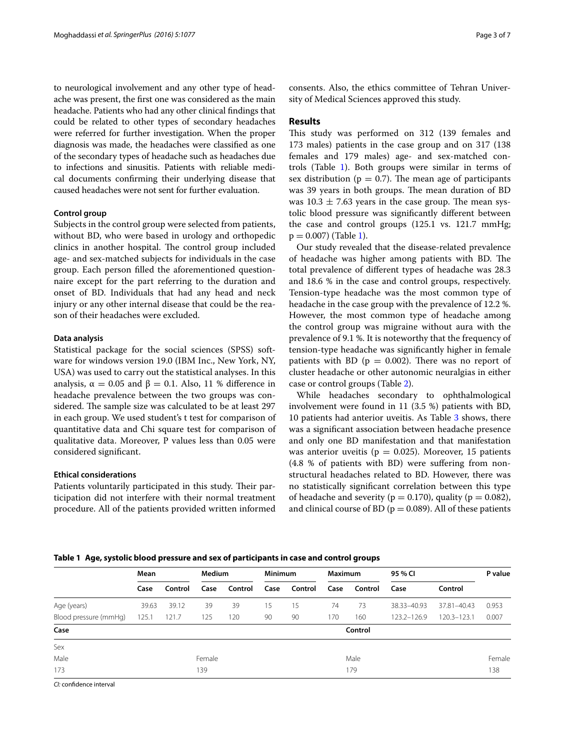to neurological involvement and any other type of headache was present, the first one was considered as the main headache. Patients who had any other clinical findings that could be related to other types of secondary headaches were referred for further investigation. When the proper diagnosis was made, the headaches were classified as one of the secondary types of headache such as headaches due to infections and sinusitis. Patients with reliable medical documents confirming their underlying disease that caused headaches were not sent for further evaluation.

### Control group

Subjects in the control group were selected from patients, without BD, who were based in urology and orthopedic clinics in another hospital. The control group included age- and sex-matched subjects for individuals in the case group. Each person filled the aforementioned questionnaire except for the part referring to the duration and onset of BD. Individuals that had any head and neck injury or any other internal disease that could be the reason of their headaches were excluded.

### Data analysis

Statistical package for the social sciences (SPSS) software for windows version 19.0 (IBM Inc., New York, NY, USA) was used to carry out the statistical analyses. In this analysis, $\alpha = 0.05$ and $\beta = 0.1$. Also, 11 % difference in headache prevalence between the two groups was considered. The sample size was calculated to be at least 297 in each group. We used student's t test for comparison of quantitative data and Chi square test for comparison of qualitative data. Moreover, P values less than 0.05 were considered significant.

### Ethical considerations

Patients voluntarily participated in this study. Their participation did not interfere with their normal treatment procedure. All of the patients provided written informed consents. Also, the ethics committee of Tehran University of Medical Sciences approved this study.

## Results

This study was performed on 312 (139 females and 173 males) patients in the case group and on 317 (138 females and 179 males) age- and sex-matched controls (Table 1). Both groups were similar in terms of sex distribution ($p = 0.7$). The mean age of participants was 39 years in both groups. The mean duration of BD was $10.3 \pm 7.63$ years in the case group. The mean systolic blood pressure was significantly different between the case and control groups (125.1 vs. 121.7 mmHg; $p = 0.007$) (Table 1).

Our study revealed that the disease-related prevalence of headache was higher among patients with BD. The total prevalence of different types of headache was 28.3 and 18.6 % in the case and control groups, respectively. Tension-type headache was the most common type of headache in the case group with the prevalence of 12.2 %. However, the most common type of headache among the control group was migraine without aura with the prevalence of 9.1 %. It is noteworthy that the frequency of tension-type headache was significantly higher in female patients with BD ($p = 0.002$). There was no report of cluster headache or other autonomic neuralgias in either case or control groups (Table 2).

While headaches secondary to ophthalmological involvement were found in 11 (3.5 %) patients with BD, 10 patients had anterior uveitis. As Table 3 shows, there was a significant association between headache presence and only one BD manifestation and that manifestation was anterior uveitis ($p = 0.025$). Moreover, 15 patients (4.8 % of patients with BD) were suffering from non-structural headaches related to BD. However, there was no statistically significant correlation between this type of headache and severity ($p = 0.170$), quality ($p = 0.082$), and clinical course of BD ($p = 0.089$). All of these patients

**Table 1 Age, systolic blood pressure and sex of participants in case and control groups**

| | Mean | | Medium | | Minimum | | Maximum | | 95 % CI | | P value |
|---|---|---|---|---|---|---|---|---|---|---|---|
| | Case | Control | Case | Control | Case | Control | Case | Control | Case | Control | |
| Age (years) | 39.63 | 39.12 | 39 | 39 | 15 | 15 | 74 | 73 | 38.33–40.93 | 37.81–40.43 | 0.953 |
| Blood pressure (mmHg) | 125.1 | 121.7 | 125 | 120 | 90 | 90 | 170 | 160 | 123.2–126.9 | 120.3–123.1 | 0.007 |
| **Case** | | | | | | | **Control** | | | | |
| Sex | | | | | | | | | | | |
| Male | | | Female | | | | Male | | | | Female |
| 173 | | | 139 | | | | 179 | | | | 138 |

*CI:* confidence interval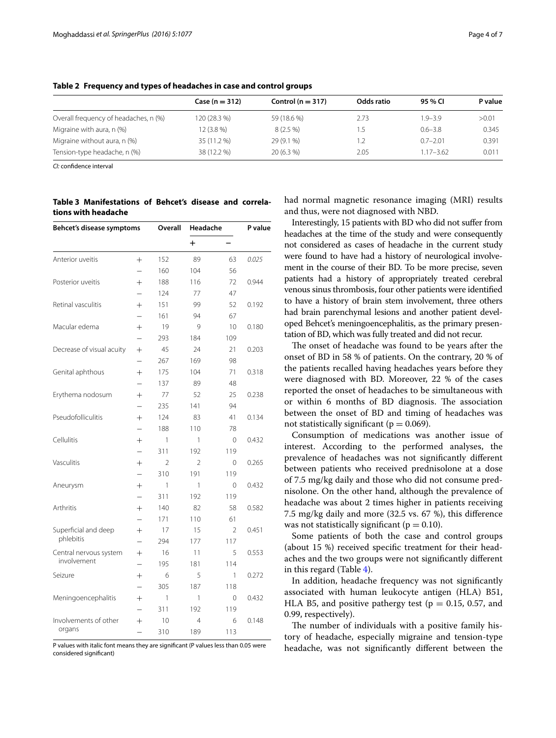**Table 2 Frequency and types of headaches in case and control groups**

| | Case (n = 312) | Control (n = 317) | Odds ratio | 95 % CI | P value |
|---|---|---|---|---|---|
| Overall frequency of headaches, n (%) | 120 (28.3 %) | 59 (18.6 %) | 2.73 | 1.9–3.9 | >0.01 |
| Migraine with aura, n (%) | 12 (3.8 %) | 8 (2.5 %) | 1.5 | 0.6–3.8 | 0.345 |
| Migraine without aura, n (%) | 35 (11.2 %) | 29 (9.1 %) | 1.2 | 0.7–2.01 | 0.391 |
| Tension-type headache, n (%) | 38 (12.2 %) | 20 (6.3 %) | 2.05 | 1.17–3.62 | 0.011 |

*CI:* confidence interval

**Table 3 Manifestations of Behcet's disease and correlations with headache**

| Behcet's disease symptoms | | Overall | Headache | | P value |
|---|---|---|---|---|---|
| | | | + | − | |
| Anterior uveitis | + | 152 | 89 | 63 | *0.025* |
| | − | 160 | 104 | 56 | |
| Posterior uveitis | + | 188 | 116 | 72 | 0.944 |
| | − | 124 | 77 | 47 | |
| Retinal vasculitis | + | 151 | 99 | 52 | 0.192 |
| | − | 161 | 94 | 67 | |
| Macular edema | + | 19 | 9 | 10 | 0.180 |
| | − | 293 | 184 | 109 | |
| Decrease of visual acuity | + | 45 | 24 | 21 | 0.203 |
| | − | 267 | 169 | 98 | |
| Genital aphthous | + | 175 | 104 | 71 | 0.318 |
| | − | 137 | 89 | 48 | |
| Erythema nodosum | + | 77 | 52 | 25 | 0.238 |
| | − | 235 | 141 | 94 | |
| Pseudofolliculitis | + | 124 | 83 | 41 | 0.134 |
| | − | 188 | 110 | 78 | |
| Cellulitis | + | 1 | 1 | 0 | 0.432 |
| | − | 311 | 192 | 119 | |
| Vasculitis | + | 2 | 2 | 0 | 0.265 |
| | − | 310 | 191 | 119 | |
| Aneurysm | + | 1 | 1 | 0 | 0.432 |
| | − | 311 | 192 | 119 | |
| Arthritis | + | 140 | 82 | 58 | 0.582 |
| | − | 171 | 110 | 61 | |
| Superficial and deep phlebitis | + | 17 | 15 | 2 | 0.451 |
| | − | 294 | 177 | 117 | |
| Central nervous system involvement | + | 16 | 11 | 5 | 0.553 |
| | − | 195 | 181 | 114 | |
| Seizure | + | 6 | 5 | 1 | 0.272 |
| | − | 305 | 187 | 118 | |
| Meningoencephalitis | + | 1 | 1 | 0 | 0.432 |
| | − | 311 | 192 | 119 | |
| Involvements of other organs | + | 10 | 4 | 6 | 0.148 |
| | − | 310 | 189 | 113 | |

P values with italic font means they are significant (P values less than 0.05 were considered significant)

had normal magnetic resonance imaging (MRI) results and thus, were not diagnosed with NBD.

Interestingly, 15 patients with BD who did not suffer from headaches at the time of the study and were consequently not considered as cases of headache in the current study were found to have had a history of neurological involvement in the course of their BD. To be more precise, seven patients had a history of appropriately treated cerebral venous sinus thrombosis, four other patients were identified to have a history of brain stem involvement, three others had brain parenchymal lesions and another patient developed Behcet's meningoencephalitis, as the primary presentation of BD, which was fully treated and did not recur.

The onset of headache was found to be years after the onset of BD in 58 % of patients. On the contrary, 20 % of the patients recalled having headaches years before they were diagnosed with BD. Moreover, 22 % of the cases reported the onset of headaches to be simultaneous with or within 6 months of BD diagnosis. The association between the onset of BD and timing of headaches was not statistically significant ($p = 0.069$).

Consumption of medications was another issue of interest. According to the performed analyses, the prevalence of headaches was not significantly different between patients who received prednisolone at a dose of 7.5 mg/kg daily and those who did not consume prednisolone. On the other hand, although the prevalence of headache was about 2 times higher in patients receiving 7.5 mg/kg daily and more (32.5 vs. 67 %), this difference was not statistically significant ($p = 0.10$).

Some patients of both the case and control groups (about 15 %) received specific treatment for their headaches and the two groups were not significantly different in this regard (Table 4).

In addition, headache frequency was not significantly associated with human leukocyte antigen (HLA) B51, HLA B5, and positive pathergy test ($p = 0.15$, 0.57, and 0.99, respectively).

The number of individuals with a positive family history of headache, especially migraine and tension-type headache, was not significantly different between the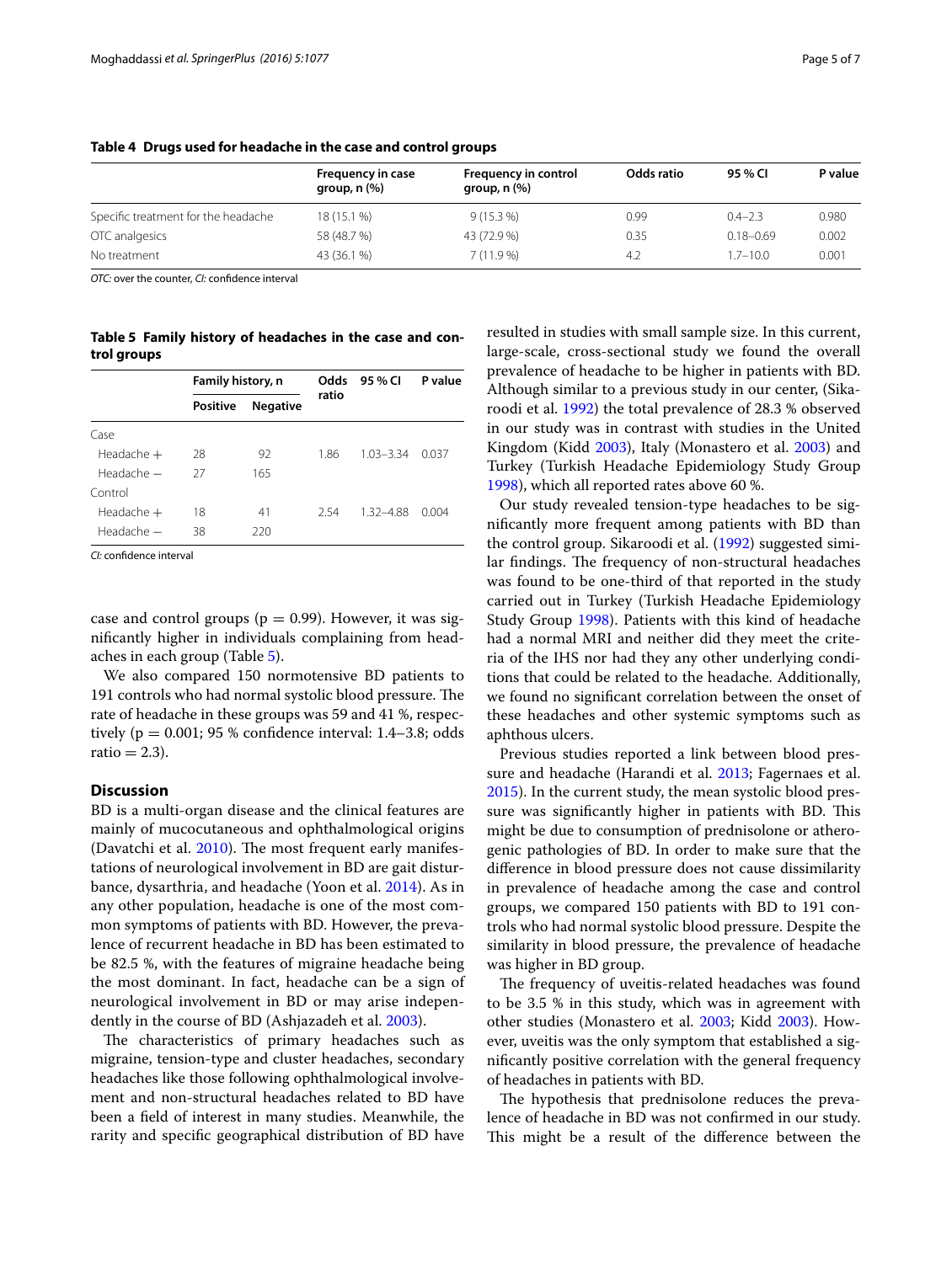**Table 4 Drugs used for headache in the case and control groups**

| | Frequency in case group, n (%) | Frequency in control group, n (%) | Odds ratio | 95 % CI | P value |
|---|---|---|---|---|---|
| Specific treatment for the headache | 18 (15.1 %) | 9 (15.3 %) | 0.99 | 0.4–2.3 | 0.980 |
| OTC analgesics | 58 (48.7 %) | 43 (72.9 %) | 0.35 | 0.18–0.69 | 0.002 |
| No treatment | 43 (36.1 %) | 7 (11.9 %) | 4.2 | 1.7–10.0 | 0.001 |

*OTC:* over the counter, *CI:* confidence interval

**Table 5 Family history of headaches in the case and control groups**

| | Family history, n | | Odds ratio | 95 % CI | P value |
|---|---|---|---|---|---|
| | Positive | Negative | | | |
| Case | | | | | |
| Headache + | 28 | 92 | 1.86 | 1.03–3.34 | 0.037 |
| Headache − | 27 | 165 | | | |
| Control | | | | | |
| Headache + | 18 | 41 | 2.54 | 1.32–4.88 | 0.004 |
| Headache − | 38 | 220 | | | |

*CI:* confidence interval

case and control groups ($p = 0.99$). However, it was significantly higher in individuals complaining from headaches in each group (Table 5).

We also compared 150 normotensive BD patients to 191 controls who had normal systolic blood pressure. The rate of headache in these groups was 59 and 41 %, respectively ($p = 0.001$; 95 % confidence interval: 1.4–3.8; odds ratio = 2.3).

## Discussion

BD is a multi-organ disease and the clinical features are mainly of mucocutaneous and ophthalmological origins (Davatchi et al. 2010). The most frequent early manifestations of neurological involvement in BD are gait disturbance, dysarthria, and headache (Yoon et al. 2014). As in any other population, headache is one of the most common symptoms of patients with BD. However, the prevalence of recurrent headache in BD has been estimated to be 82.5 %, with the features of migraine headache being the most dominant. In fact, headache can be a sign of neurological involvement in BD or may arise independently in the course of BD (Ashjazadeh et al. 2003).

The characteristics of primary headaches such as migraine, tension-type and cluster headaches, secondary headaches like those following ophthalmological involvement and non-structural headaches related to BD have been a field of interest in many studies. Meanwhile, the rarity and specific geographical distribution of BD have resulted in studies with small sample size. In this current, large-scale, cross-sectional study we found the overall prevalence of headache to be higher in patients with BD. Although similar to a previous study in our center, (Sikaroodi et al. 1992) the total prevalence of 28.3 % observed in our study was in contrast with studies in the United Kingdom (Kidd 2003), Italy (Monastero et al. 2003) and Turkey (Turkish Headache Epidemiology Study Group 1998), which all reported rates above 60 %.

Our study revealed tension-type headaches to be significantly more frequent among patients with BD than the control group. Sikaroodi et al. (1992) suggested similar findings. The frequency of non-structural headaches was found to be one-third of that reported in the study carried out in Turkey (Turkish Headache Epidemiology Study Group 1998). Patients with this kind of headache had a normal MRI and neither did they meet the criteria of the IHS nor had they any other underlying conditions that could be related to the headache. Additionally, we found no significant correlation between the onset of these headaches and other systemic symptoms such as aphthous ulcers.

Previous studies reported a link between blood pressure and headache (Harandi et al. 2013; Fagernaes et al. 2015). In the current study, the mean systolic blood pressure was significantly higher in patients with BD. This might be due to consumption of prednisolone or atherogenic pathologies of BD. In order to make sure that the difference in blood pressure does not cause dissimilarity in prevalence of headache among the case and control groups, we compared 150 patients with BD to 191 controls who had normal systolic blood pressure. Despite the similarity in blood pressure, the prevalence of headache was higher in BD group.

The frequency of uveitis-related headaches was found to be 3.5 % in this study, which was in agreement with other studies (Monastero et al. 2003; Kidd 2003). However, uveitis was the only symptom that established a significantly positive correlation with the general frequency of headaches in patients with BD.

The hypothesis that prednisolone reduces the prevalence of headache in BD was not confirmed in our study. This might be a result of the difference between the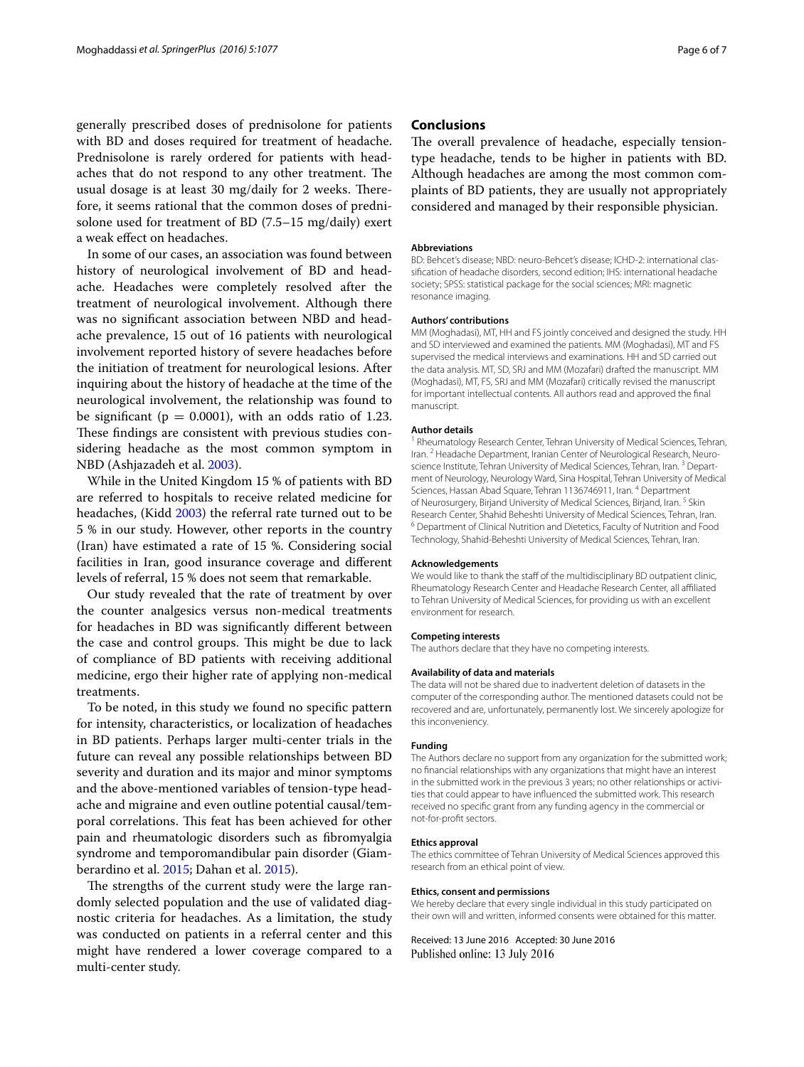generally prescribed doses of prednisolone for patients with BD and doses required for treatment of headache. Prednisolone is rarely ordered for patients with headaches that do not respond to any other treatment. The usual dosage is at least 30 mg/daily for 2 weeks. Therefore, it seems rational that the common doses of prednisolone used for treatment of BD (7.5–15 mg/daily) exert a weak effect on headaches.

In some of our cases, an association was found between history of neurological involvement of BD and headache. Headaches were completely resolved after the treatment of neurological involvement. Although there was no significant association between NBD and headache prevalence, 15 out of 16 patients with neurological involvement reported history of severe headaches before the initiation of treatment for neurological lesions. After inquiring about the history of headache at the time of the neurological involvement, the relationship was found to be significant ($p = 0.0001$), with an odds ratio of 1.23. These findings are consistent with previous studies considering headache as the most common symptom in NBD (Ashjazadeh et al. 2003).

While in the United Kingdom 15 % of patients with BD are referred to hospitals to receive related medicine for headaches, (Kidd 2003) the referral rate turned out to be 5 % in our study. However, other reports in the country (Iran) have estimated a rate of 15 %. Considering social facilities in Iran, good insurance coverage and different levels of referral, 15 % does not seem that remarkable.

Our study revealed that the rate of treatment by over the counter analgesics versus non-medical treatments for headaches in BD was significantly different between the case and control groups. This might be due to lack of compliance of BD patients with receiving additional medicine, ergo their higher rate of applying non-medical treatments.

To be noted, in this study we found no specific pattern for intensity, characteristics, or localization of headaches in BD patients. Perhaps larger multi-center trials in the future can reveal any possible relationships between BD severity and duration and its major and minor symptoms and the above-mentioned variables of tension-type headache and migraine and even outline potential causal/temporal correlations. This feat has been achieved for other pain and rheumatologic disorders such as fibromyalgia syndrome and temporomandibular pain disorder (Giamberardino et al. 2015; Dahan et al. 2015).

The strengths of the current study were the large randomly selected population and the use of validated diagnostic criteria for headaches. As a limitation, the study was conducted on patients in a referral center and this might have rendered a lower coverage compared to a multi-center study.

## Conclusions

The overall prevalence of headache, especially tension-type headache, tends to be higher in patients with BD. Although headaches are among the most common complaints of BD patients, they are usually not appropriately considered and managed by their responsible physician.

#### Abbreviations

BD: Behcet's disease; NBD: neuro-Behcet's disease; ICHD-2: international classification of headache disorders, second edition; IHS: international headache society; SPSS: statistical package for the social sciences; MRI: magnetic resonance imaging.

#### Authors' contributions

MM (Moghadasi), MT, HH and FS jointly conceived and designed the study. HH and SD interviewed and examined the patients. MM (Moghadasi), MT and FS supervised the medical interviews and examinations. HH and SD carried out the data analysis. MT, SD, SRJ and MM (Mozafari) drafted the manuscript. MM (Moghadasi), MT, FS, SRJ and MM (Mozafari) critically revised the manuscript for important intellectual contents. All authors read and approved the final manuscript.

#### Author details

[1] Rheumatology Research Center, Tehran University of Medical Sciences, Tehran, Iran. [2] Headache Department, Iranian Center of Neurological Research, Neuroscience Institute, Tehran University of Medical Sciences, Tehran, Iran. [3] Department of Neurology, Neurology Ward, Sina Hospital, Tehran University of Medical Sciences, Hassan Abad Square, Tehran 1136746911, Iran. [4] Department of Neurosurgery, Birjand University of Medical Sciences, Birjand, Iran. [5] Skin Research Center, Shahid Beheshti University of Medical Sciences, Tehran, Iran. [6] Department of Clinical Nutrition and Dietetics, Faculty of Nutrition and Food Technology, Shahid-Beheshti University of Medical Sciences, Tehran, Iran.

#### Acknowledgements

We would like to thank the staff of the multidisciplinary BD outpatient clinic, Rheumatology Research Center and Headache Research Center, all affiliated to Tehran University of Medical Sciences, for providing us with an excellent environment for research.

#### Competing interests

The authors declare that they have no competing interests.

#### Availability of data and materials

The data will not be shared due to inadvertent deletion of datasets in the computer of the corresponding author. The mentioned datasets could not be recovered and are, unfortunately, permanently lost. We sincerely apologize for this inconvenience.

#### Funding

The Authors declare no support from any organization for the submitted work; no financial relationships with any organizations that might have an interest in the submitted work in the previous 3 years; no other relationships or activities that could appear to have influenced the submitted work. This research received no specific grant from any funding agency in the commercial or not-for-profit sectors.

#### Ethics approval

The ethics committee of Tehran University of Medical Sciences approved this research from an ethical point of view.

#### Ethics, consent and permissions

We hereby declare that every single individual in this study participated on their own will and written, informed consents were obtained for this matter.

Received: 13 June 2016 Accepted: 30 June 2016
Published online: 13 July 2016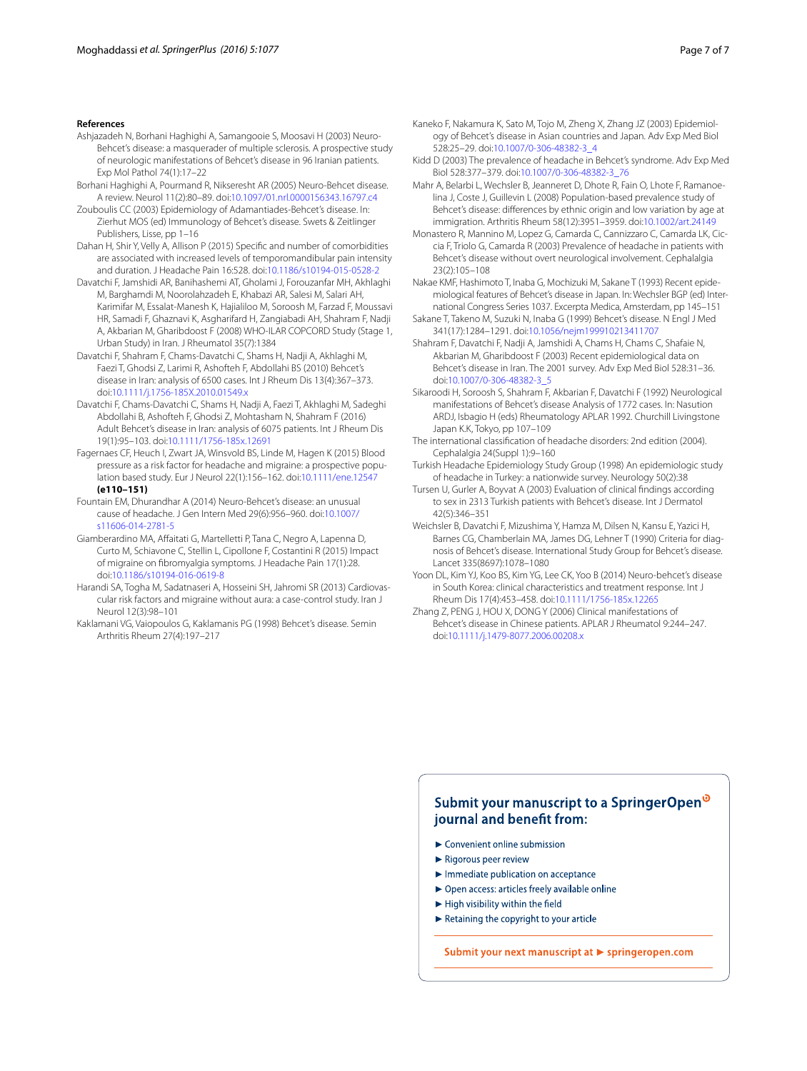## References

Ashjazadeh N, Borhani Haghighi A, Samangooie S, Moosavi H (2003) Neuro-Behcet's disease: a masquerader of multiple sclerosis. A prospective study of neurologic manifestations of Behcet's disease in 96 Iranian patients. Exp Mol Pathol 74(1):17–22

Borhani Haghighi A, Pourmand R, Nikseresht AR (2005) Neuro-Behcet disease. A review. Neurol 11(2):80–89. doi:10.1097/01.nrl.0000156343.16797.c4

Zouboulis CC (2003) Epidemiology of Adamantiades-Behcet's disease. In: Zierhut MOS (ed) Immunology of Behcet's disease. Swets & Zeitlinger Publishers, Lisse, pp 1–16

Dahan H, Shir Y, Velly A, Allison P (2015) Specific and number of comorbidities are associated with increased levels of temporomandibular pain intensity and duration. J Headache Pain 16:528. doi:10.1186/s10194-015-0528-2

Davatchi F, Jamshidi AR, Banihashemi AT, Gholami J, Forouzanfar MH, Akhlaghi M, Barghamdi M, Noorolahzadeh E, Khabazi AR, Salesi M, Salari AH, Karimifar M, Essalat-Manesh K, Hajialiloo M, Soroosh M, Farzad F, Moussavi HR, Samadi F, Ghaznavi K, Asgharifard H, Zangiabadi AH, Shahram F, Nadji A, Akbarian M, Gharibdoost F (2008) WHO-ILAR COPCORD Study (Stage 1, Urban Study) in Iran. J Rheumatol 35(7):1384

Davatchi F, Shahram F, Chams-Davatchi C, Shams H, Nadji A, Akhlaghi M, Faezi T, Ghodsi Z, Larimi R, Ashofteh F, Abdollahi BS (2010) Behcet's disease in Iran: analysis of 6500 cases. Int J Rheum Dis 13(4):367–373. doi:10.1111/j.1756-185X.2010.01549.x

Davatchi F, Chams-Davatchi C, Shams H, Nadji A, Faezi T, Akhlaghi M, Sadeghi Abdollahi B, Ashofteh F, Ghodsi Z, Mohtasham N, Shahram F (2016) Adult Behcet's disease in Iran: analysis of 6075 patients. Int J Rheum Dis 19(1):95–103. doi:10.1111/1756-185x.12691

Fagernaes CF, Heuch I, Zwart JA, Winsvold BS, Linde M, Hagen K (2015) Blood pressure as a risk factor for headache and migraine: a prospective population based study. Eur J Neurol 22(1):156–162. doi:10.1111/ene.12547 **(e110–151)**

Fountain EM, Dhurandhar A (2014) Neuro-Behcet's disease: an unusual cause of headache. J Gen Intern Med 29(6):956–960. doi:10.1007/s11606-014-2781-5

Giamberardino MA, Affaitati G, Martelletti P, Tana C, Negro A, Lapenna D, Curto M, Schiavone C, Stellin L, Cipollone F, Costantini R (2015) Impact of migraine on fibromyalgia symptoms. J Headache Pain 17(1):28. doi:10.1186/s10194-016-0619-8

Harandi SA, Togha M, Sadatnaseri A, Hosseini SH, Jahromi SR (2013) Cardiovascular risk factors and migraine without aura: a case-control study. Iran J Neurol 12(3):98–101

Kaklamani VG, Vaiopoulos G, Kaklamanis PG (1998) Behcet's disease. Semin Arthritis Rheum 27(4):197–217

Kaneko F, Nakamura K, Sato M, Tojo M, Zheng X, Zhang JZ (2003) Epidemiology of Behcet's disease in Asian countries and Japan. Adv Exp Med Biol 528:25–29. doi:10.1007/0-306-48382-3_4

Kidd D (2003) The prevalence of headache in Behcet's syndrome. Adv Exp Med Biol 528:377–379. doi:10.1007/0-306-48382-3_76

Mahr A, Belarbi L, Wechsler B, Jeanneret D, Dhote R, Fain O, Lhote F, Ramanoelina J, Coste J, Guillevin L (2008) Population-based prevalence study of Behcet's disease: differences by ethnic origin and low variation by age at immigration. Arthritis Rheum 58(12):3951–3959. doi:10.1002/art.24149

Monastero R, Mannino M, Lopez G, Camarda C, Cannizzaro C, Camarda LK, Ciccia F, Triolo G, Camarda R (2003) Prevalence of headache in patients with Behcet's disease without overt neurological involvement. Cephalalgia 23(2):105–108

Nakae KMF, Hashimoto T, Inaba G, Mochizuki M, Sakane T (1993) Recent epidemiological features of Behcet's disease in Japan. In: Wechsler BGP (ed) International Congress Series 1037. Excerpta Medica, Amsterdam, pp 145–151

Sakane T, Takeno M, Suzuki N, Inaba G (1999) Behcet's disease. N Engl J Med 341(17):1284–1291. doi:10.1056/nejm199910213411707

Shahram F, Davatchi F, Nadji A, Jamshidi A, Chams H, Chams C, Shafaie N, Akbarian M, Gharibdoost F (2003) Recent epidemiological data on Behcet's disease in Iran. The 2001 survey. Adv Exp Med Biol 528:31–36. doi:10.1007/0-306-48382-3_5

Sikaroodi H, Soroosh S, Shahram F, Akbarian F, Davatchi F (1992) Neurological manifestations of Behcet's disease Analysis of 1772 cases. In: Nasution ARDJ, Isbagio H (eds) Rheumatology APLAR 1992. Churchill Livingstone Japan K.K, Tokyo, pp 107–109

The international classification of headache disorders: 2nd edition (2004). Cephalalgia 24(Suppl 1):9–160

Turkish Headache Epidemiology Study Group (1998) An epidemiologic study of headache in Turkey: a nationwide survey. Neurology 50(2):38

Tursen U, Gurler A, Boyvat A (2003) Evaluation of clinical findings according to sex in 2313 Turkish patients with Behcet's disease. Int J Dermatol 42(5):346–351

Weichsler B, Davatchi F, Mizushima Y, Hamza M, Dilsen N, Kansu E, Yazici H, Barnes CG, Chamberlain MA, James DG, Lehner T (1990) Criteria for diagnosis of Behcet's disease. International Study Group for Behcet's disease. Lancet 335(8697):1078–1080

Yoon DL, Kim YJ, Koo BS, Kim YG, Lee CK, Yoo B (2014) Neuro-behcet's disease in South Korea: clinical characteristics and treatment response. Int J Rheum Dis 17(4):453–458. doi:10.1111/1756-185x.12265

Zhang Z, PENG J, HOU X, DONG Y (2006) Clinical manifestations of Behcet's disease in Chinese patients. APLAR J Rheumatol 9:244–247. doi:10.1111/j.1479-8077.2006.00208.x

**Submit your manuscript to a SpringerOpen journal and benefit from:**

- Convenient online submission
- Rigorous peer review
- Immediate publication on acceptance
- Open access: articles freely available online
- High visibility within the field
- Retaining the copyright to your article

**Submit your next manuscript at ▶ springeropen.com**